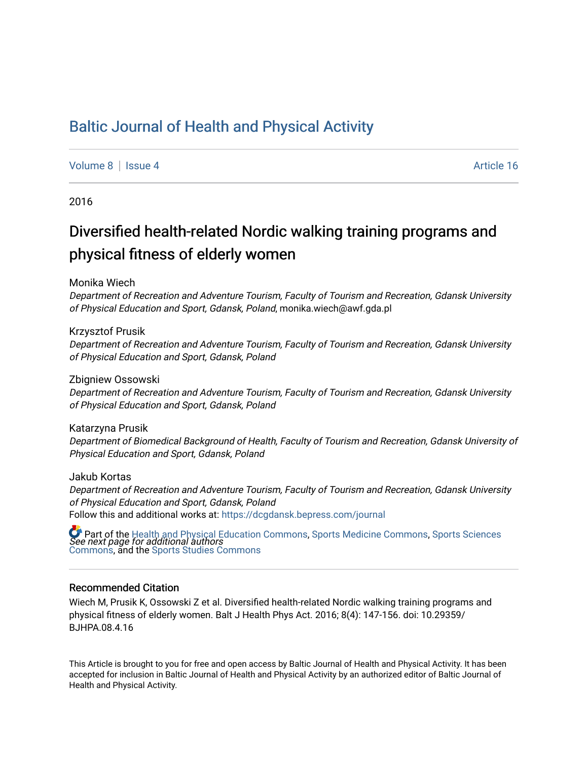# Baltic Journal of Health and Physical Activity

Volume 8 | Issue 4 Article 16

2016

## Diversified health-related Nordic walking training programs and physical fitness of elderly women

Monika Wiech
*Department of Recreation and Adventure Tourism, Faculty of Tourism and Recreation, Gdansk University of Physical Education and Sport, Gdansk, Poland*, monika.wiech@awf.gda.pl

Krzysztof Prusik
*Department of Recreation and Adventure Tourism, Faculty of Tourism and Recreation, Gdansk University of Physical Education and Sport, Gdansk, Poland*

Zbigniew Ossowski
*Department of Recreation and Adventure Tourism, Faculty of Tourism and Recreation, Gdansk University of Physical Education and Sport, Gdansk, Poland*

Katarzyna Prusik
*Department of Biomedical Background of Health, Faculty of Tourism and Recreation, Gdansk University of Physical Education and Sport, Gdansk, Poland*

Jakub Kortas
*Department of Recreation and Adventure Tourism, Faculty of Tourism and Recreation, Gdansk University of Physical Education and Sport, Gdansk, Poland*

*See next page for additional authors*

Follow this and additional works at: https://dcgdansk.bepress.com/journal

Part of the Health and Physical Education Commons, Sports Medicine Commons, Sports Sciences Commons, and the Sports Studies Commons

### Recommended Citation

Wiech M, Prusik K, Ossowski Z et al. Diversified health-related Nordic walking training programs and physical fitness of elderly women. Balt J Health Phys Act. 2016; 8(4): 147-156. doi: 10.29359/BJHPA.08.4.16

This Article is brought to you for free and open access by Baltic Journal of Health and Physical Activity. It has been accepted for inclusion in Baltic Journal of Health and Physical Activity by an authorized editor of Baltic Journal of Health and Physical Activity.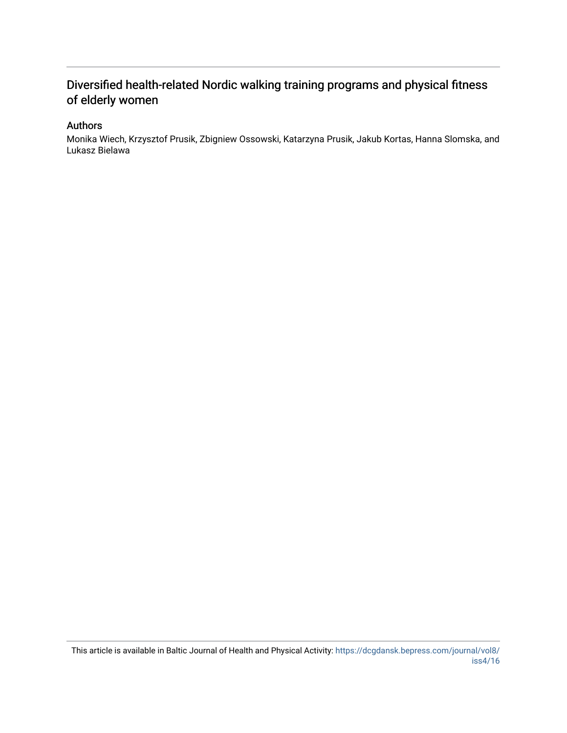# Diversified health-related Nordic walking training programs and physical fitness of elderly women

## Authors

Monika Wiech, Krzysztof Prusik, Zbigniew Ossowski, Katarzyna Prusik, Jakub Kortas, Hanna Slomska, and Lukasz Bielawa

This article is available in Baltic Journal of Health and Physical Activity: https://dcgdansk.bepress.com/journal/vol8/iss4/16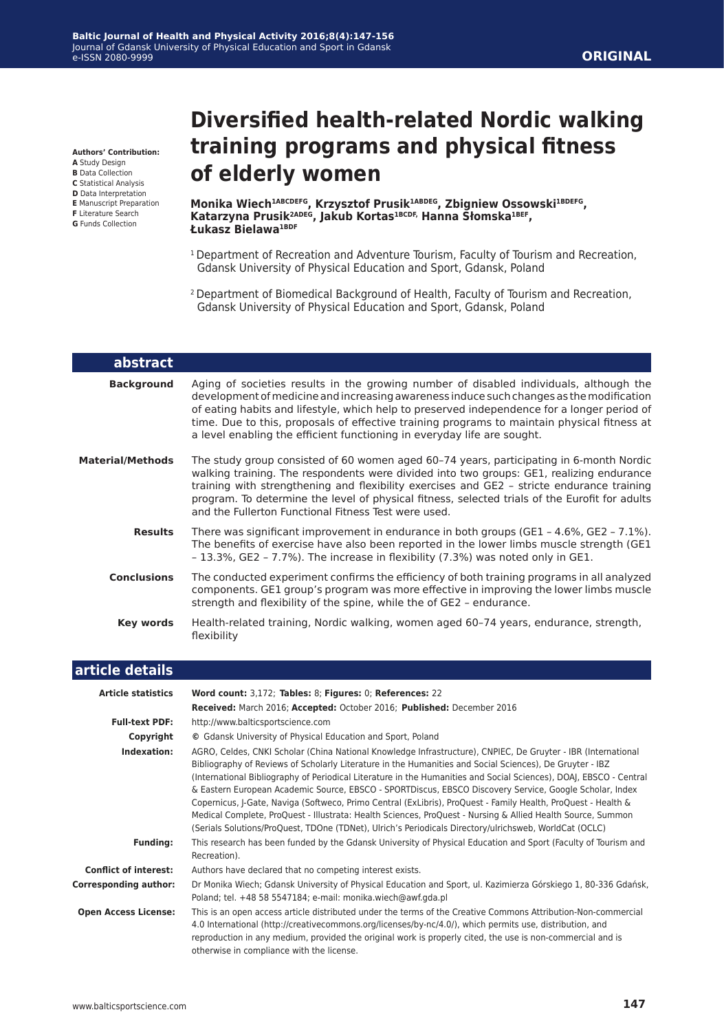Authors' Contribution:
**A** Study Design
**B** Data Collection
**C** Statistical Analysis
**D** Data Interpretation
**E** Manuscript Preparation
**F** Literature Search
**G** Funds Collection

# Diversified health-related Nordic walking training programs and physical fitness of elderly women

**Monika Wiech[1ABCDEFG], Krzysztof Prusik[1ABDEG], Zbigniew Ossowski[1BDEFG], Katarzyna Prusik[2ADEG], Jakub Kortas[1BCDF], Hanna Słomska[1BEF], Łukasz Bielawa[1BDF]**

[1] Department of Recreation and Adventure Tourism, Faculty of Tourism and Recreation, Gdansk University of Physical Education and Sport, Gdansk, Poland

[2] Department of Biomedical Background of Health, Faculty of Tourism and Recreation, Gdansk University of Physical Education and Sport, Gdansk, Poland

## abstract

**Background**

Aging of societies results in the growing number of disabled individuals, although the development of medicine and increasing awareness induce such changes as the modification of eating habits and lifestyle, which help to preserved independence for a longer period of time. Due to this, proposals of effective training programs to maintain physical fitness at a level enabling the efficient functioning in everyday life are sought.

**Material/Methods**

The study group consisted of 60 women aged 60–74 years, participating in 6-month Nordic walking training. The respondents were divided into two groups: GE1, realizing endurance training with strengthening and flexibility exercises and GE2 – stricte endurance training program. To determine the level of physical fitness, selected trials of the Eurofit for adults and the Fullerton Functional Fitness Test were used.

**Results**

There was significant improvement in endurance in both groups (GE1 – 4.6%, GE2 – 7.1%). The benefits of exercise have also been reported in the lower limbs muscle strength (GE1 – 13.3%, GE2 – 7.7%). The increase in flexibility (7.3%) was noted only in GE1.

**Conclusions**

The conducted experiment confirms the efficiency of both training programs in all analyzed components. GE1 group's program was more effective in improving the lower limbs muscle strength and flexibility of the spine, while the of GE2 – endurance.

**Key words**

Health-related training, Nordic walking, women aged 60–74 years, endurance, strength, flexibility

## article details

| | |
|---|---|
| **Article statistics** | **Word count:** 3,172; **Tables:** 8; **Figures:** 0; **References:** 22 |
| | **Received:** March 2016; **Accepted:** October 2016; **Published:** December 2016 |
| **Full-text PDF:** | http://www.balticsportscience.com |
| **Copyright** | **©** Gdansk University of Physical Education and Sport, Poland |
| **Indexation:** | AGRO, Celdes, CNKI Scholar (China National Knowledge Infrastructure), CNPIEC, De Gruyter - IBR (International Bibliography of Reviews of Scholarly Literature in the Humanities and Social Sciences), De Gruyter - IBZ (International Bibliography of Periodical Literature in the Humanities and Social Sciences), DOAJ, EBSCO - Central & Eastern European Academic Source, EBSCO - SPORTDiscus, EBSCO Discovery Service, Google Scholar, Index Copernicus, J-Gate, Naviga (Softweco, Primo Central (ExLibris), ProQuest - Family Health, ProQuest - Health & Medical Complete, ProQuest - Illustrata: Health Sciences, ProQuest - Nursing & Allied Health Source, Summon (Serials Solutions/ProQuest, TDOne (TDNet), Ulrich's Periodicals Directory/ulrichsweb, WorldCat (OCLC) |
| **Funding:** | This research has been funded by the Gdansk University of Physical Education and Sport (Faculty of Tourism and Recreation). |
| **Conflict of interest:** | Authors have declared that no competing interest exists. |
| **Corresponding author:** | Dr Monika Wiech; Gdansk University of Physical Education and Sport, ul. Kazimierza Górskiego 1, 80-336 Gdańsk, Poland; tel. +48 58 5547184; e-mail: monika.wiech@awf.gda.pl |
| **Open Access License:** | This is an open access article distributed under the terms of the Creative Commons Attribution-Non-commercial 4.0 International (http://creativecommons.org/licenses/by-nc/4.0/), which permits use, distribution, and reproduction in any medium, provided the original work is properly cited, the use is non-commercial and is otherwise in compliance with the license. |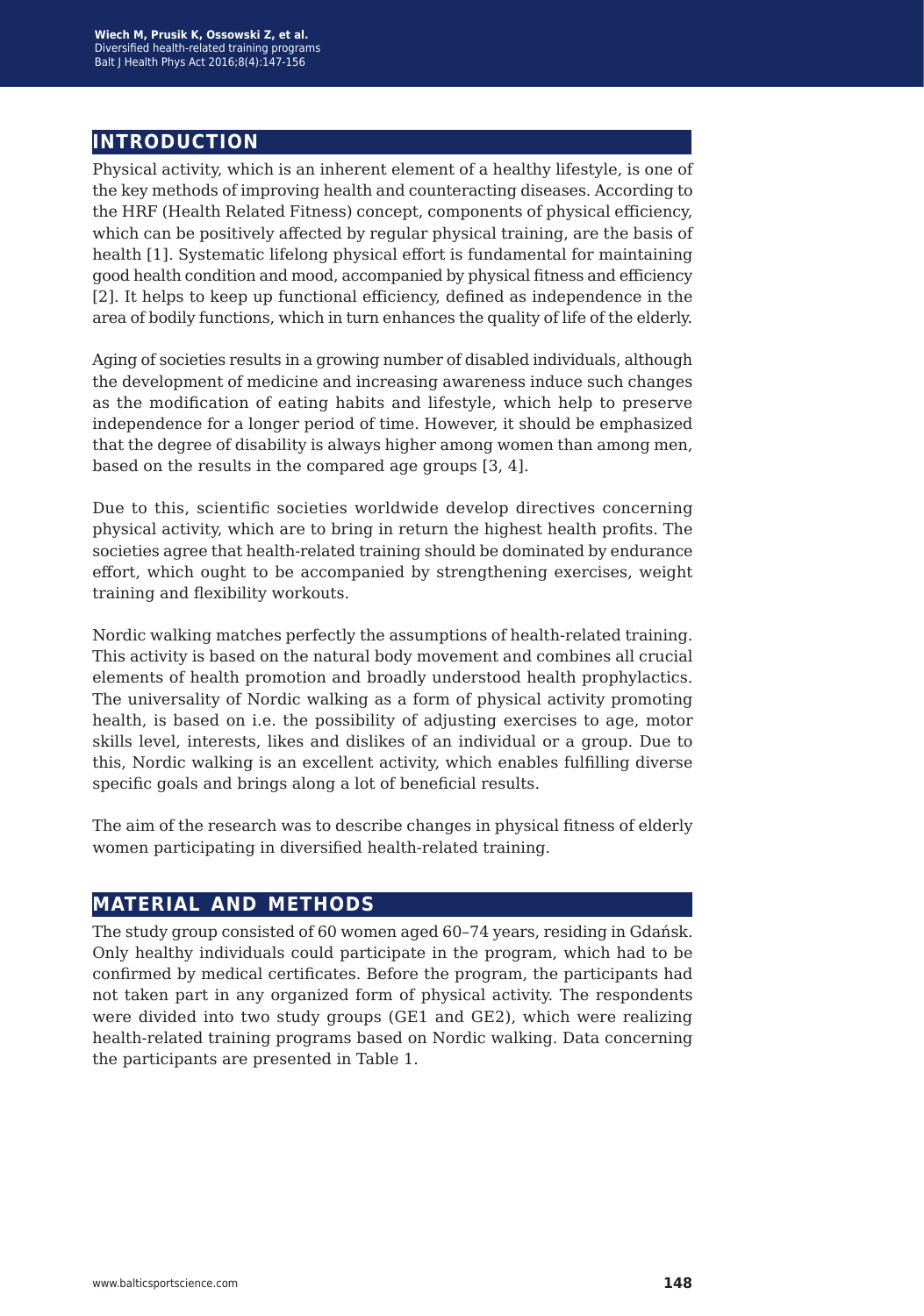## INTRODUCTION

Physical activity, which is an inherent element of a healthy lifestyle, is one of the key methods of improving health and counteracting diseases. According to the HRF (Health Related Fitness) concept, components of physical efficiency, which can be positively affected by regular physical training, are the basis of health [1]. Systematic lifelong physical effort is fundamental for maintaining good health condition and mood, accompanied by physical fitness and efficiency [2]. It helps to keep up functional efficiency, defined as independence in the area of bodily functions, which in turn enhances the quality of life of the elderly.

Aging of societies results in a growing number of disabled individuals, although the development of medicine and increasing awareness induce such changes as the modification of eating habits and lifestyle, which help to preserve independence for a longer period of time. However, it should be emphasized that the degree of disability is always higher among women than among men, based on the results in the compared age groups [3, 4].

Due to this, scientific societies worldwide develop directives concerning physical activity, which are to bring in return the highest health profits. The societies agree that health-related training should be dominated by endurance effort, which ought to be accompanied by strengthening exercises, weight training and flexibility workouts.

Nordic walking matches perfectly the assumptions of health-related training. This activity is based on the natural body movement and combines all crucial elements of health promotion and broadly understood health prophylactics. The universality of Nordic walking as a form of physical activity promoting health, is based on i.e. the possibility of adjusting exercises to age, motor skills level, interests, likes and dislikes of an individual or a group. Due to this, Nordic walking is an excellent activity, which enables fulfilling diverse specific goals and brings along a lot of beneficial results.

The aim of the research was to describe changes in physical fitness of elderly women participating in diversified health-related training.

## MATERIAL AND METHODS

The study group consisted of 60 women aged 60–74 years, residing in Gdańsk. Only healthy individuals could participate in the program, which had to be confirmed by medical certificates. Before the program, the participants had not taken part in any organized form of physical activity. The respondents were divided into two study groups (GE1 and GE2), which were realizing health-related training programs based on Nordic walking. Data concerning the participants are presented in Table 1.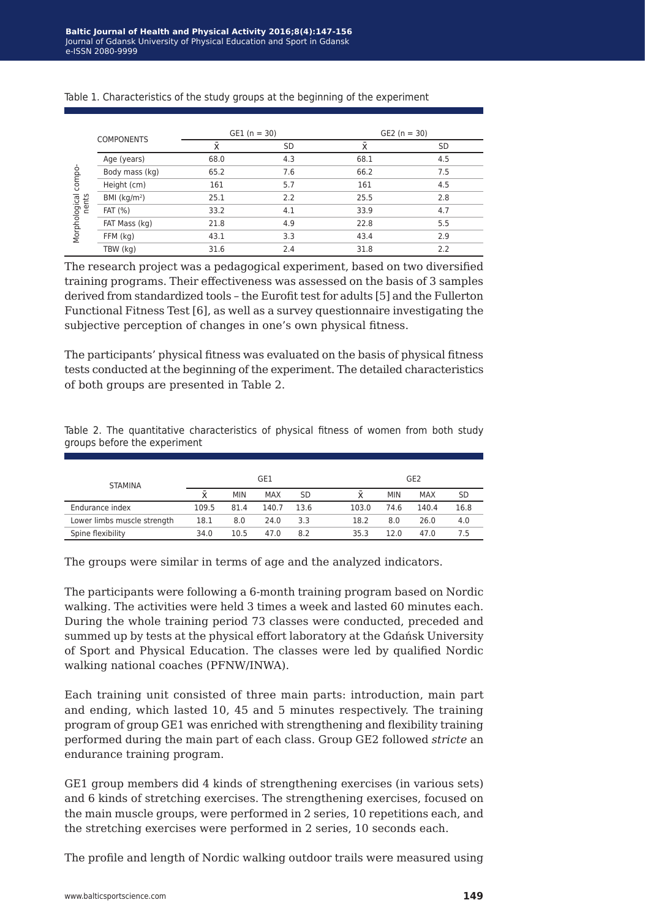Table 1. Characteristics of the study groups at the beginning of the experiment

| | COMPONENTS | GE1 (n = 30) | | GE2 (n = 30) | |
|---|---|---|---|---|---|
| | | x̄ | SD | x̄ | SD |
| Morphological components | Age (years) | 68.0 | 4.3 | 68.1 | 4.5 |
| | Body mass (kg) | 65.2 | 7.6 | 66.2 | 7.5 |
| | Height (cm) | 161 | 5.7 | 161 | 4.5 |
| | BMI (kg/m$^2$) | 25.1 | 2.2 | 25.5 | 2.8 |
| | FAT (%) | 33.2 | 4.1 | 33.9 | 4.7 |
| | FAT Mass (kg) | 21.8 | 4.9 | 22.8 | 5.5 |
| | FFM (kg) | 43.1 | 3.3 | 43.4 | 2.9 |
| | TBW (kg) | 31.6 | 2.4 | 31.8 | 2.2 |

The research project was a pedagogical experiment, based on two diversified training programs. Their effectiveness was assessed on the basis of 3 samples derived from standardized tools – the Eurofit test for adults [5] and the Fullerton Functional Fitness Test [6], as well as a survey questionnaire investigating the subjective perception of changes in one's own physical fitness.

The participants' physical fitness was evaluated on the basis of physical fitness tests conducted at the beginning of the experiment. The detailed characteristics of both groups are presented in Table 2.

Table 2. The quantitative characteristics of physical fitness of women from both study groups before the experiment

| STAMINA | GE1 | | | | GE2 | | | |
|---|---|---|---|---|---|---|---|---|
| | x̄ | MIN | MAX | SD | x̄ | MIN | MAX | SD |
| Endurance index | 109.5 | 81.4 | 140.7 | 13.6 | 103.0 | 74.6 | 140.4 | 16.8 |
| Lower limbs muscle strength | 18.1 | 8.0 | 24.0 | 3.3 | 18.2 | 8.0 | 26.0 | 4.0 |
| Spine flexibility | 34.0 | 10.5 | 47.0 | 8.2 | 35.3 | 12.0 | 47.0 | 7.5 |

The groups were similar in terms of age and the analyzed indicators.

The participants were following a 6-month training program based on Nordic walking. The activities were held 3 times a week and lasted 60 minutes each. During the whole training period 73 classes were conducted, preceded and summed up by tests at the physical effort laboratory at the Gdańsk University of Sport and Physical Education. The classes were led by qualified Nordic walking national coaches (PFNW/INWA).

Each training unit consisted of three main parts: introduction, main part and ending, which lasted 10, 45 and 5 minutes respectively. The training program of group GE1 was enriched with strengthening and flexibility training performed during the main part of each class. Group GE2 followed *stricte* an endurance training program.

GE1 group members did 4 kinds of strengthening exercises (in various sets) and 6 kinds of stretching exercises. The strengthening exercises, focused on the main muscle groups, were performed in 2 series, 10 repetitions each, and the stretching exercises were performed in 2 series, 10 seconds each.

The profile and length of Nordic walking outdoor trails were measured using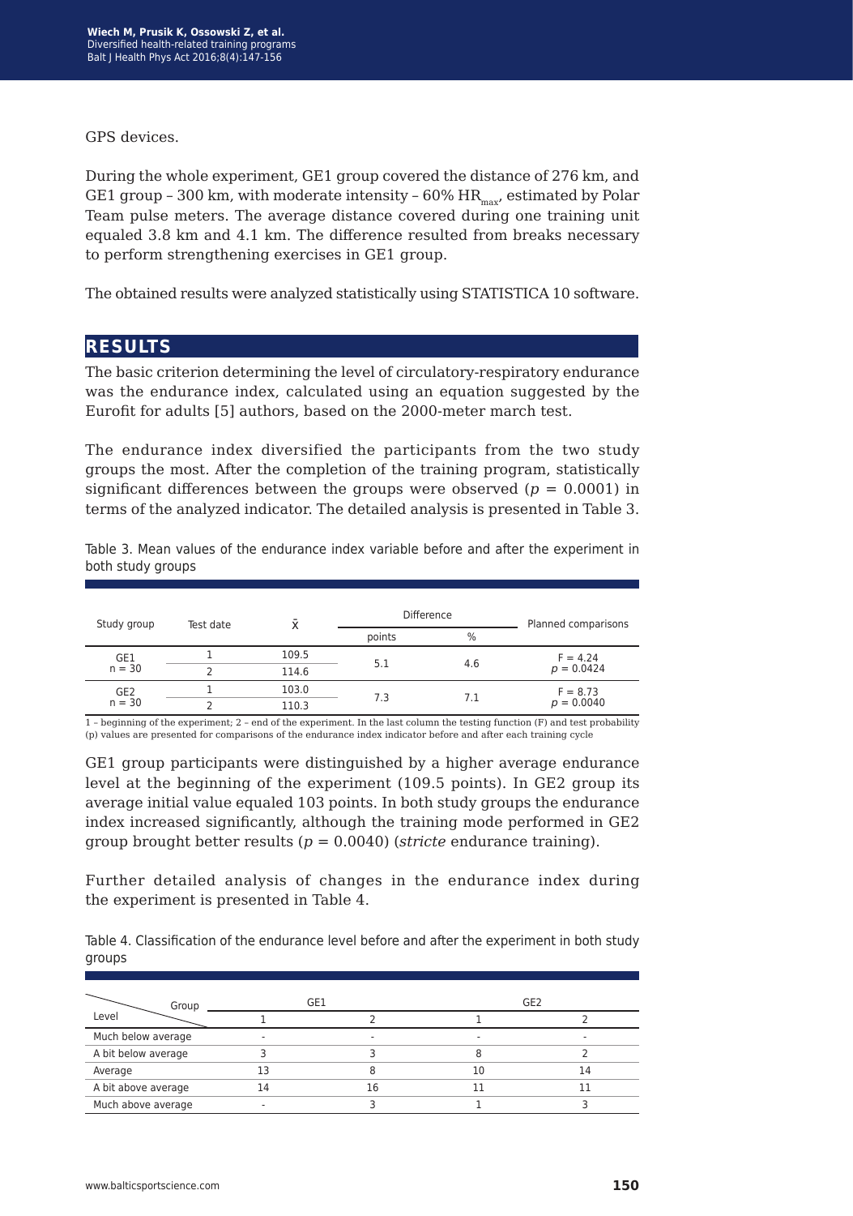GPS devices.

During the whole experiment, GE1 group covered the distance of 276 km, and GE1 group – 300 km, with moderate intensity – 60% $HR_{max}$, estimated by Polar Team pulse meters. The average distance covered during one training unit equaled 3.8 km and 4.1 km. The difference resulted from breaks necessary to perform strengthening exercises in GE1 group.

The obtained results were analyzed statistically using STATISTICA 10 software.

## RESULTS

The basic criterion determining the level of circulatory-respiratory endurance was the endurance index, calculated using an equation suggested by the Eurofit for adults [5] authors, based on the 2000-meter march test.

The endurance index diversified the participants from the two study groups the most. After the completion of the training program, statistically significant differences between the groups were observed ($p = 0.0001$) in terms of the analyzed indicator. The detailed analysis is presented in Table 3.

Table 3. Mean values of the endurance index variable before and after the experiment in both study groups

| Study group | Test date | $\bar{x}$ | Difference | | Planned comparisons |
|---|---|---|---|---|---|
| | | | points | % | |
| GE1 n = 30 | 1 | 109.5 | 5.1 | 4.6 | F = 4.24, $p = 0.0424$ |
| | 2 | 114.6 | | | |
| GE2 n = 30 | 1 | 103.0 | 7.3 | 7.1 | F = 8.73, $p = 0.0040$ |
| | 2 | 110.3 | | | |

1 – beginning of the experiment; 2 – end of the experiment. In the last column the testing function (F) and test probability (p) values are presented for comparisons of the endurance index indicator before and after each training cycle

GE1 group participants were distinguished by a higher average endurance level at the beginning of the experiment (109.5 points). In GE2 group its average initial value equaled 103 points. In both study groups the endurance index increased significantly, although the training mode performed in GE2 group brought better results ($p = 0.0040$) (*stricte* endurance training).

Further detailed analysis of changes in the endurance index during the experiment is presented in Table 4.

Table 4. Classification of the endurance level before and after the experiment in both study groups

| Level \ Group | GE1 | | GE2 | |
|---|---|---|---|---|
| | 1 | 2 | 1 | 2 |
| Much below average | - | - | - | - |
| A bit below average | 3 | 3 | 8 | 2 |
| Average | 13 | 8 | 10 | 14 |
| A bit above average | 14 | 16 | 11 | 11 |
| Much above average | - | 3 | 1 | 3 |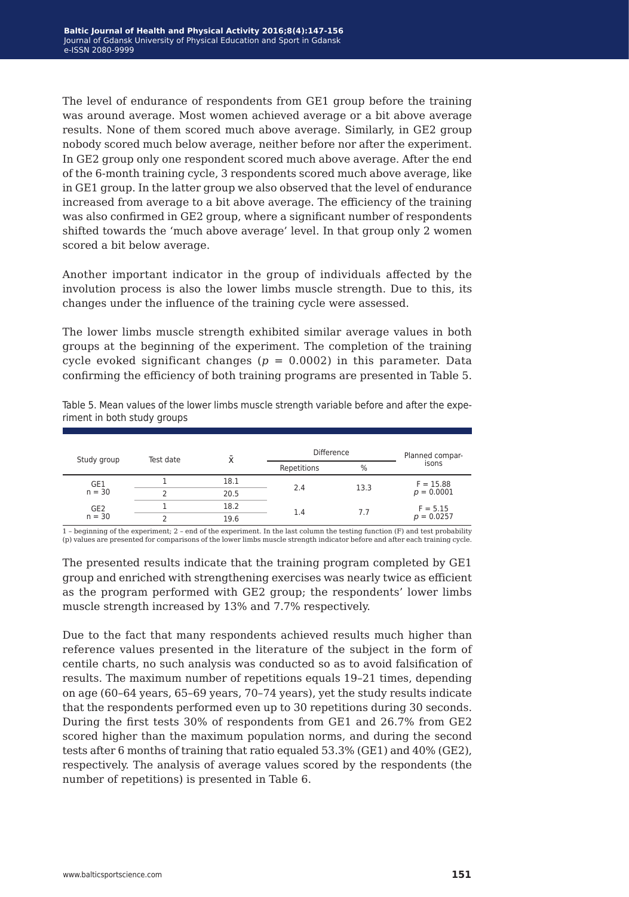The level of endurance of respondents from GE1 group before the training was around average. Most women achieved average or a bit above average results. None of them scored much above average. Similarly, in GE2 group nobody scored much below average, neither before nor after the experiment. In GE2 group only one respondent scored much above average. After the end of the 6-month training cycle, 3 respondents scored much above average, like in GE1 group. In the latter group we also observed that the level of endurance increased from average to a bit above average. The efficiency of the training was also confirmed in GE2 group, where a significant number of respondents shifted towards the 'much above average' level. In that group only 2 women scored a bit below average.

Another important indicator in the group of individuals affected by the involution process is also the lower limbs muscle strength. Due to this, its changes under the influence of the training cycle were assessed.

The lower limbs muscle strength exhibited similar average values in both groups at the beginning of the experiment. The completion of the training cycle evoked significant changes ($p$ = 0.0002) in this parameter. Data confirming the efficiency of both training programs are presented in Table 5.

Table 5. Mean values of the lower limbs muscle strength variable before and after the experiment in both study groups

| Study group | Test date | $\bar{x}$ | Difference | | Planned comparisons |
|---|---|---|---|---|---|
| | | | Repetitions | % | |
| GE1 n = 30 | 1 | 18.1 | 2.4 | 13.3 | F = 15.88 $p$ = 0.0001 |
| | 2 | 20.5 | | | |
| GE2 n = 30 | 1 | 18.2 | 1.4 | 7.7 | F = 5.15 $p$ = 0.0257 |
| | 2 | 19.6 | | | |

1 – beginning of the experiment; 2 – end of the experiment. In the last column the testing function (F) and test probability (p) values are presented for comparisons of the lower limbs muscle strength indicator before and after each training cycle.

The presented results indicate that the training program completed by GE1 group and enriched with strengthening exercises was nearly twice as efficient as the program performed with GE2 group; the respondents' lower limbs muscle strength increased by 13% and 7.7% respectively.

Due to the fact that many respondents achieved results much higher than reference values presented in the literature of the subject in the form of centile charts, no such analysis was conducted so as to avoid falsification of results. The maximum number of repetitions equals 19–21 times, depending on age (60–64 years, 65–69 years, 70–74 years), yet the study results indicate that the respondents performed even up to 30 repetitions during 30 seconds. During the first tests 30% of respondents from GE1 and 26.7% from GE2 scored higher than the maximum population norms, and during the second tests after 6 months of training that ratio equaled 53.3% (GE1) and 40% (GE2), respectively. The analysis of average values scored by the respondents (the number of repetitions) is presented in Table 6.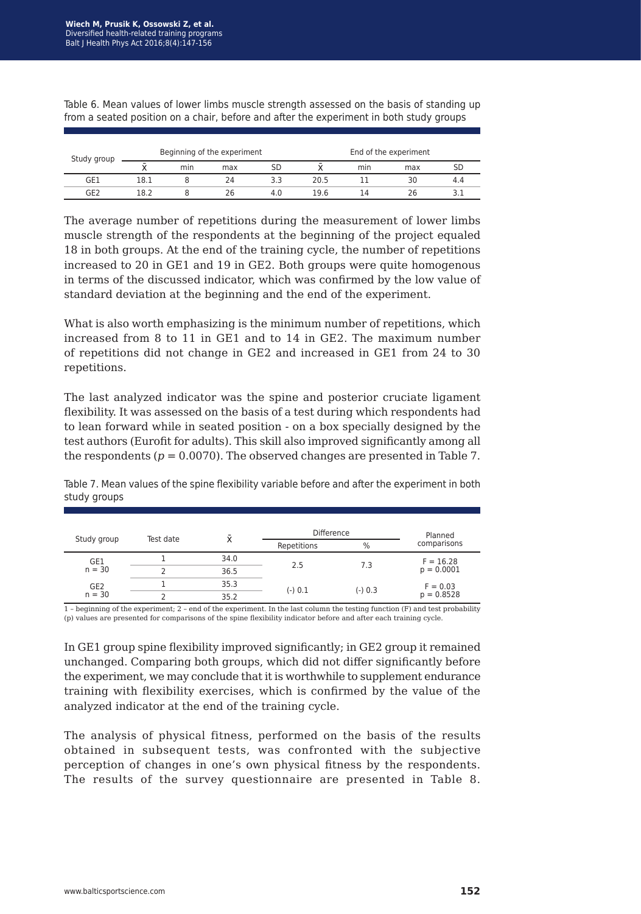Table 6. Mean values of lower limbs muscle strength assessed on the basis of standing up from a seated position on a chair, before and after the experiment in both study groups

| Study group | Beginning of the experiment | | | | End of the experiment | | | |
|---|---|---|---|---|---|---|---|---|
| | x̄ | min | max | SD | x̄ | min | max | SD |
| GE1 | 18.1 | 8 | 24 | 3.3 | 20.5 | 11 | 30 | 4.4 |
| GE2 | 18.2 | 8 | 26 | 4.0 | 19.6 | 14 | 26 | 3.1 |

The average number of repetitions during the measurement of lower limbs muscle strength of the respondents at the beginning of the project equaled 18 in both groups. At the end of the training cycle, the number of repetitions increased to 20 in GE1 and 19 in GE2. Both groups were quite homogenous in terms of the discussed indicator, which was confirmed by the low value of standard deviation at the beginning and the end of the experiment.

What is also worth emphasizing is the minimum number of repetitions, which increased from 8 to 11 in GE1 and to 14 in GE2. The maximum number of repetitions did not change in GE2 and increased in GE1 from 24 to 30 repetitions.

The last analyzed indicator was the spine and posterior cruciate ligament flexibility. It was assessed on the basis of a test during which respondents had to lean forward while in seated position - on a box specially designed by the test authors (Eurofit for adults). This skill also improved significantly among all the respondents ($p = 0.0070$). The observed changes are presented in Table 7.

Table 7. Mean values of the spine flexibility variable before and after the experiment in both study groups

| Study group | Test date | x̄ | Difference | | Planned comparisons |
|---|---|---|---|---|---|
| | | | Repetitions | % | |
| GE1 n = 30 | 1 | 34.0 | 2.5 | 7.3 | F = 16.28 p = 0.0001 |
| | 2 | 36.5 | | | |
| GE2 n = 30 | 1 | 35.3 | (-) 0.1 | (-) 0.3 | F = 0.03 p = 0.8528 |
| | 2 | 35.2 | | | |

1 – beginning of the experiment; 2 – end of the experiment. In the last column the testing function (F) and test probability (p) values are presented for comparisons of the spine flexibility indicator before and after each training cycle.

In GE1 group spine flexibility improved significantly; in GE2 group it remained unchanged. Comparing both groups, which did not differ significantly before the experiment, we may conclude that it is worthwhile to supplement endurance training with flexibility exercises, which is confirmed by the value of the analyzed indicator at the end of the training cycle.

The analysis of physical fitness, performed on the basis of the results obtained in subsequent tests, was confronted with the subjective perception of changes in one's own physical fitness by the respondents. The results of the survey questionnaire are presented in Table 8.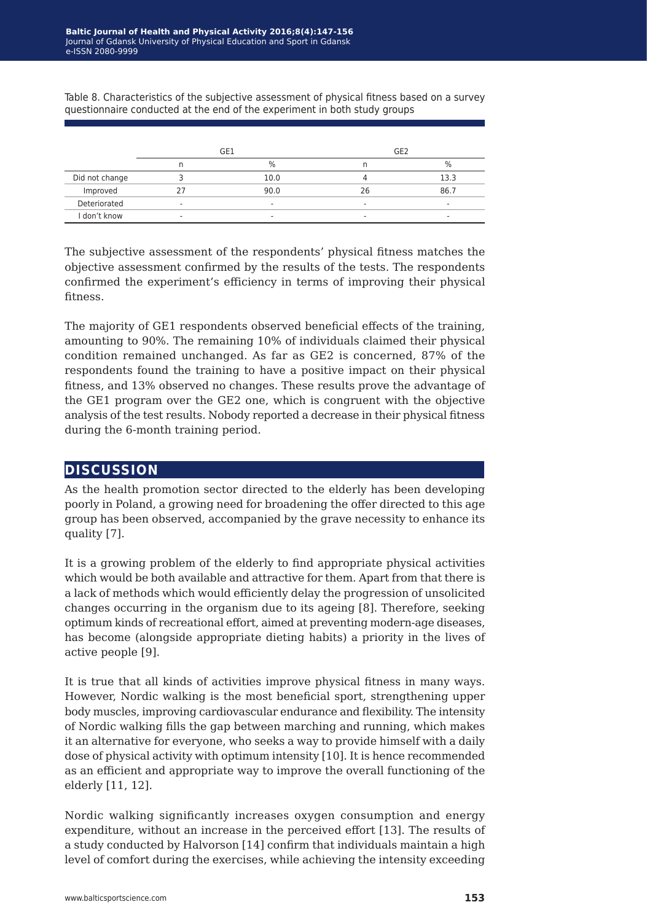Table 8. Characteristics of the subjective assessment of physical fitness based on a survey questionnaire conducted at the end of the experiment in both study groups

| | GE1 | | GE2 | |
|---|---|---|---|---|
| | n | % | n | % |
| Did not change | 3 | 10.0 | 4 | 13.3 |
| Improved | 27 | 90.0 | 26 | 86.7 |
| Deteriorated | - | - | - | - |
| I don't know | - | - | - | - |

The subjective assessment of the respondents' physical fitness matches the objective assessment confirmed by the results of the tests. The respondents confirmed the experiment's efficiency in terms of improving their physical fitness.

The majority of GE1 respondents observed beneficial effects of the training, amounting to 90%. The remaining 10% of individuals claimed their physical condition remained unchanged. As far as GE2 is concerned, 87% of the respondents found the training to have a positive impact on their physical fitness, and 13% observed no changes. These results prove the advantage of the GE1 program over the GE2 one, which is congruent with the objective analysis of the test results. Nobody reported a decrease in their physical fitness during the 6-month training period.

## DISCUSSION

As the health promotion sector directed to the elderly has been developing poorly in Poland, a growing need for broadening the offer directed to this age group has been observed, accompanied by the grave necessity to enhance its quality [7].

It is a growing problem of the elderly to find appropriate physical activities which would be both available and attractive for them. Apart from that there is a lack of methods which would efficiently delay the progression of unsolicited changes occurring in the organism due to its ageing [8]. Therefore, seeking optimum kinds of recreational effort, aimed at preventing modern-age diseases, has become (alongside appropriate dieting habits) a priority in the lives of active people [9].

It is true that all kinds of activities improve physical fitness in many ways. However, Nordic walking is the most beneficial sport, strengthening upper body muscles, improving cardiovascular endurance and flexibility. The intensity of Nordic walking fills the gap between marching and running, which makes it an alternative for everyone, who seeks a way to provide himself with a daily dose of physical activity with optimum intensity [10]. It is hence recommended as an efficient and appropriate way to improve the overall functioning of the elderly [11, 12].

Nordic walking significantly increases oxygen consumption and energy expenditure, without an increase in the perceived effort [13]. The results of a study conducted by Halvorson [14] confirm that individuals maintain a high level of comfort during the exercises, while achieving the intensity exceeding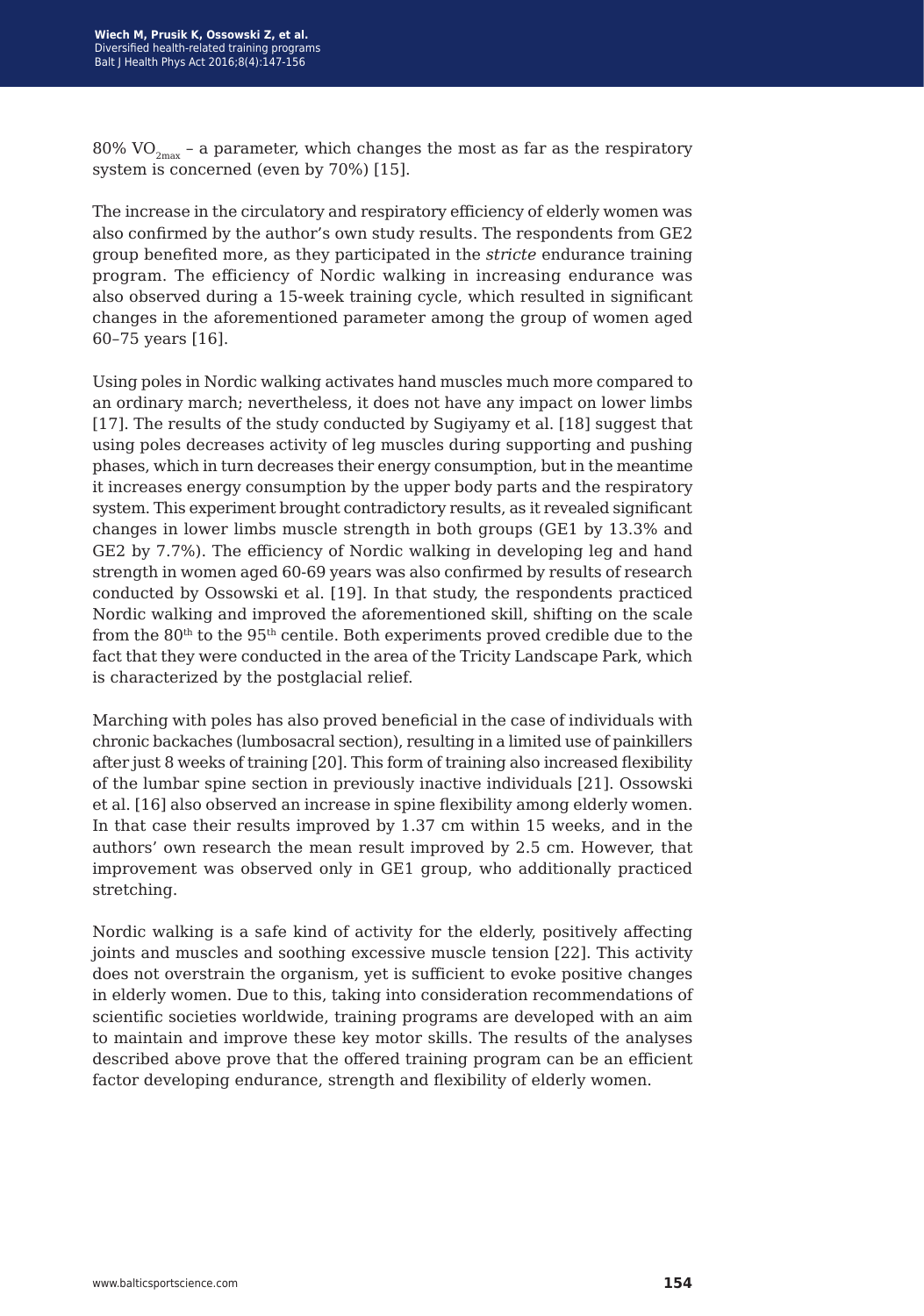80% $VO_{2max}$ – a parameter, which changes the most as far as the respiratory system is concerned (even by 70%) [15].

The increase in the circulatory and respiratory efficiency of elderly women was also confirmed by the author's own study results. The respondents from GE2 group benefited more, as they participated in the *stricte* endurance training program. The efficiency of Nordic walking in increasing endurance was also observed during a 15-week training cycle, which resulted in significant changes in the aforementioned parameter among the group of women aged 60–75 years [16].

Using poles in Nordic walking activates hand muscles much more compared to an ordinary march; nevertheless, it does not have any impact on lower limbs [17]. The results of the study conducted by Sugiyamy et al. [18] suggest that using poles decreases activity of leg muscles during supporting and pushing phases, which in turn decreases their energy consumption, but in the meantime it increases energy consumption by the upper body parts and the respiratory system. This experiment brought contradictory results, as it revealed significant changes in lower limbs muscle strength in both groups (GE1 by 13.3% and GE2 by 7.7%). The efficiency of Nordic walking in developing leg and hand strength in women aged 60-69 years was also confirmed by results of research conducted by Ossowski et al. [19]. In that study, the respondents practiced Nordic walking and improved the aforementioned skill, shifting on the scale from the 80th to the 95th centile. Both experiments proved credible due to the fact that they were conducted in the area of the Tricity Landscape Park, which is characterized by the postglacial relief.

Marching with poles has also proved beneficial in the case of individuals with chronic backaches (lumbosacral section), resulting in a limited use of painkillers after just 8 weeks of training [20]. This form of training also increased flexibility of the lumbar spine section in previously inactive individuals [21]. Ossowski et al. [16] also observed an increase in spine flexibility among elderly women. In that case their results improved by 1.37 cm within 15 weeks, and in the authors' own research the mean result improved by 2.5 cm. However, that improvement was observed only in GE1 group, who additionally practiced stretching.

Nordic walking is a safe kind of activity for the elderly, positively affecting joints and muscles and soothing excessive muscle tension [22]. This activity does not overstrain the organism, yet is sufficient to evoke positive changes in elderly women. Due to this, taking into consideration recommendations of scientific societies worldwide, training programs are developed with an aim to maintain and improve these key motor skills. The results of the analyses described above prove that the offered training program can be an efficient factor developing endurance, strength and flexibility of elderly women.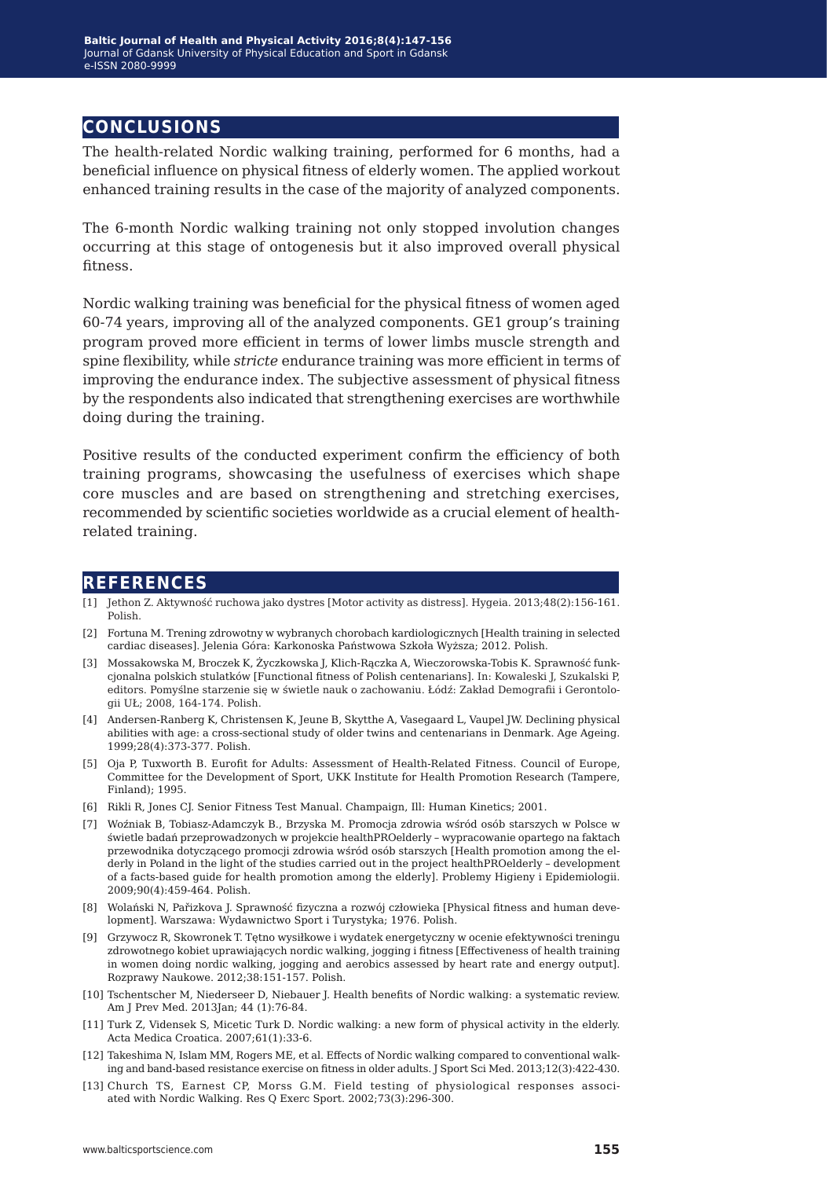## CONCLUSIONS

The health-related Nordic walking training, performed for 6 months, had a beneficial influence on physical fitness of elderly women. The applied workout enhanced training results in the case of the majority of analyzed components.

The 6-month Nordic walking training not only stopped involution changes occurring at this stage of ontogenesis but it also improved overall physical fitness.

Nordic walking training was beneficial for the physical fitness of women aged 60-74 years, improving all of the analyzed components. GE1 group's training program proved more efficient in terms of lower limbs muscle strength and spine flexibility, while *stricte* endurance training was more efficient in terms of improving the endurance index. The subjective assessment of physical fitness by the respondents also indicated that strengthening exercises are worthwhile doing during the training.

Positive results of the conducted experiment confirm the efficiency of both training programs, showcasing the usefulness of exercises which shape core muscles and are based on strengthening and stretching exercises, recommended by scientific societies worldwide as a crucial element of health-related training.

## REFERENCES

[1] Jethon Z. Aktywność ruchowa jako dystres [Motor activity as distress]. Hygeia. 2013;48(2):156-161. Polish.

[2] Fortuna M. Trening zdrowotny w wybranych chorobach kardiologicznych [Health training in selected cardiac diseases]. Jelenia Góra: Karkonoska Państwowa Szkoła Wyższa; 2012. Polish.

[3] Mossakowska M, Broczek K, Życzkowska J, Klich-Rączka A, Wieczorowska-Tobis K. Sprawność funkcjonalna polskich stulatków [Functional fitness of Polish centenarians]. In: Kowaleski J, Szukalski P, editors. Pomyślne starzenie się w świetle nauk o zachowaniu. Łódź: Zakład Demografii i Gerontologii UŁ; 2008, 164-174. Polish.

[4] Andersen-Ranberg K, Christensen K, Jeune B, Skytthe A, Vasegaard L, Vaupel JW. Declining physical abilities with age: a cross-sectional study of older twins and centenarians in Denmark. Age Ageing. 1999;28(4):373-377. Polish.

[5] Oja P, Tuxworth B. Eurofit for Adults: Assessment of Health-Related Fitness. Council of Europe, Committee for the Development of Sport, UKK Institute for Health Promotion Research (Tampere, Finland); 1995.

[6] Rikli R, Jones CJ. Senior Fitness Test Manual. Champaign, Ill: Human Kinetics; 2001.

[7] Woźniak B, Tobiasz-Adamczyk B., Brzyska M. Promocja zdrowia wśród osób starszych w Polsce w świetle badań przeprowadzonych w projekcie healthPROelderly – wypracowanie opartego na faktach przewodnika dotyczącego promocji zdrowia wśród osób starszych [Health promotion among the elderly in Poland in the light of the studies carried out in the project healthPROelderly – development of a facts-based guide for health promotion among the elderly]. Problemy Higieny i Epidemiologii. 2009;90(4):459-464. Polish.

[8] Wolański N, Pařízkova J. Sprawność fizyczna a rozwój człowieka [Physical fitness and human development]. Warszawa: Wydawnictwo Sport i Turystyka; 1976. Polish.

[9] Grzywocz R, Skowronek T. Tętno wysiłkowe i wydatek energetyczny w ocenie efektywności treningu zdrowotnego kobiet uprawiających nordic walking, jogging i fitness [Effectiveness of health training in women doing nordic walking, jogging and aerobics assessed by heart rate and energy output]. Rozprawy Naukowe. 2012;38:151-157. Polish.

[10] Tschentscher M, Niederseer D, Niebauer J. Health benefits of Nordic walking: a systematic review. Am J Prev Med. 2013Jan; 44 (1):76-84.

[11] Turk Z, Vidensek S, Micetic Turk D. Nordic walking: a new form of physical activity in the elderly. Acta Medica Croatica. 2007;61(1):33-6.

[12] Takeshima N, Islam MM, Rogers ME, et al. Effects of Nordic walking compared to conventional walking and band-based resistance exercise on fitness in older adults. J Sport Sci Med. 2013;12(3):422-430.

[13] Church TS, Earnest CP, Morss G.M. Field testing of physiological responses associated with Nordic Walking. Res Q Exerc Sport. 2002;73(3):296-300.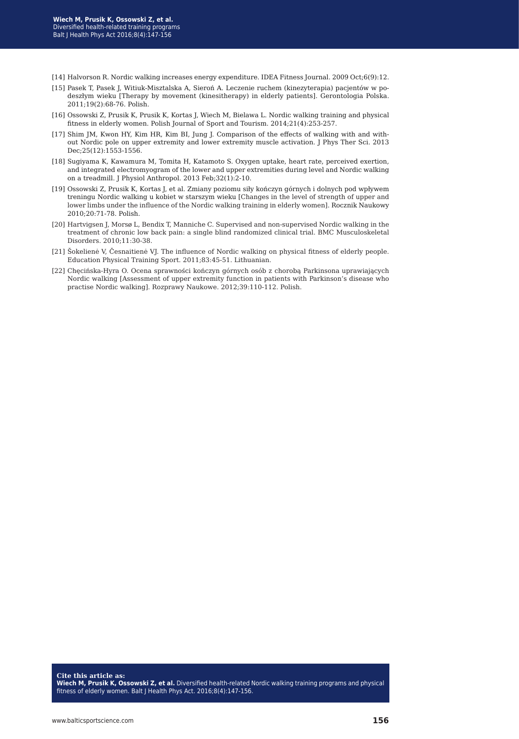[14] Halvorson R. Nordic walking increases energy expenditure. IDEA Fitness Journal. 2009 Oct;6(9):12.

[15] Pasek T, Pasek J, Witiuk-Misztalska A, Sieroń A. Leczenie ruchem (kinezyterapia) pacjentów w podeszłym wieku [Therapy by movement (kinesitherapy) in elderly patients]. Gerontologia Polska. 2011;19(2):68-76. Polish.

[16] Ossowski Z, Prusik K, Prusik K, Kortas J, Wiech M, Bielawa L. Nordic walking training and physical fitness in elderly women. Polish Journal of Sport and Tourism. 2014;21(4):253-257.

[17] Shim JM, Kwon HY, Kim HR, Kim BI, Jung J. Comparison of the effects of walking with and without Nordic pole on upper extremity and lower extremity muscle activation. J Phys Ther Sci. 2013 Dec;25(12):1553-1556.

[18] Sugiyama K, Kawamura M, Tomita H, Katamoto S. Oxygen uptake, heart rate, perceived exertion, and integrated electromyogram of the lower and upper extremities during level and Nordic walking on a treadmill. J Physiol Anthropol. 2013 Feb;32(1):2-10.

[19] Ossowski Z, Prusik K, Kortas J, et al. Zmiany poziomu siły kończyn górnych i dolnych pod wpływem treningu Nordic walking u kobiet w starszym wieku [Changes in the level of strength of upper and lower limbs under the influence of the Nordic walking training in elderly women]. Rocznik Naukowy 2010;20:71-78. Polish.

[20] Hartvigsen J, Morsø L, Bendix T, Manniche C. Supervised and non-supervised Nordic walking in the treatment of chronic low back pain: a single blind randomized clinical trial. BMC Musculoskeletal Disorders. 2010;11:30-38.

[21] Šokelienė V, Česnaitienė VJ. The influence of Nordic walking on physical fitness of elderly people. Education Physical Training Sport. 2011;83:45-51. Lithuanian.

[22] Chęcińska-Hyra O. Ocena sprawności kończyn górnych osób z chorobą Parkinsona uprawiających Nordic walking [Assessment of upper extremity function in patients with Parkinson's disease who practise Nordic walking]. Rozprawy Naukowe. 2012;39:110-112. Polish.

**Cite this article as:**
**Wiech M, Prusik K, Ossowski Z, et al.** Diversified health-related Nordic walking training programs and physical fitness of elderly women. Balt J Health Phys Act. 2016;8(4):147-156.